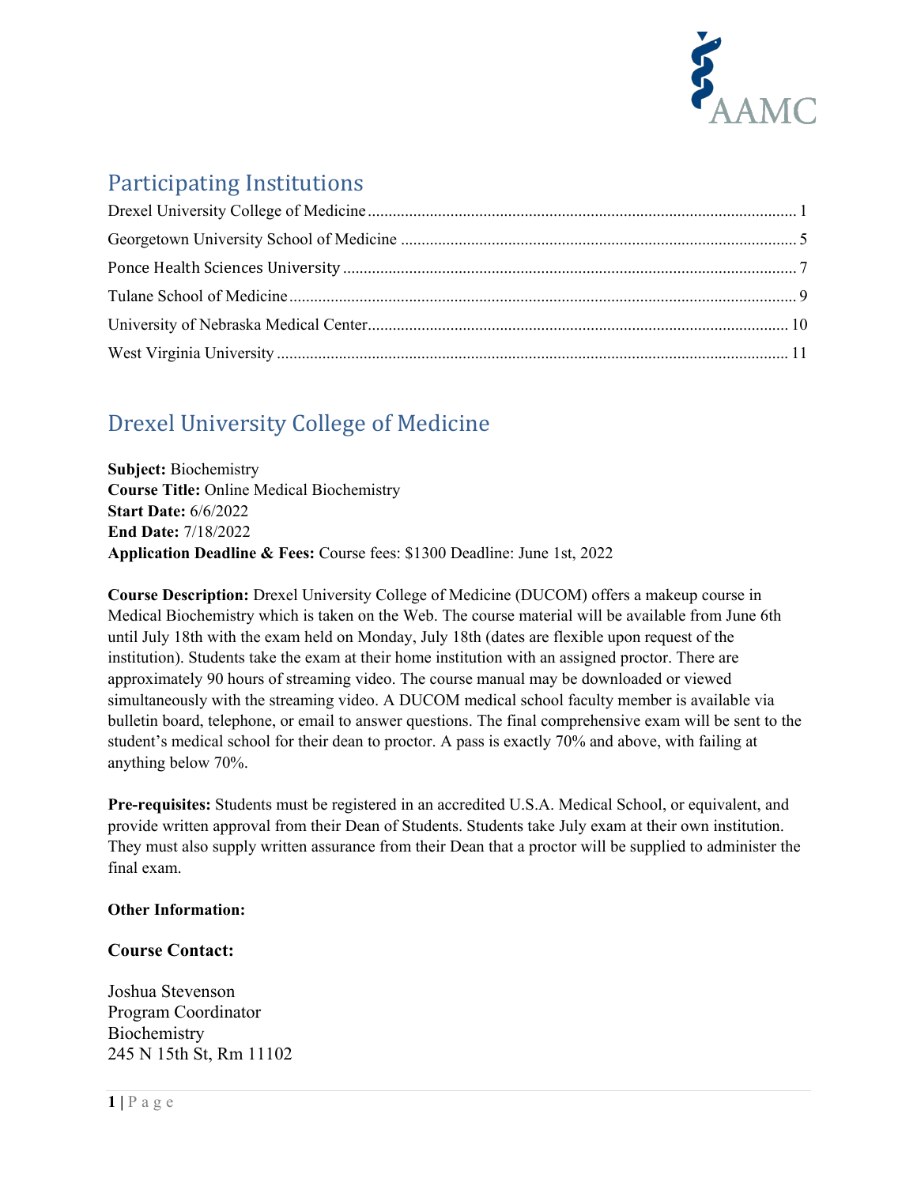## Participating Institutions

Drexel University College of Medicine ........ 1
Georgetown University School of Medicine ........ 5
Ponce Health Sciences University ........ 7
Tulane School of Medicine ........ 9
University of Nebraska Medical Center ........ 10
West Virginia University ........ 11

## Drexel University College of Medicine

**Subject:** Biochemistry
**Course Title:** Online Medical Biochemistry
**Start Date:** 6/6/2022
**End Date:** 7/18/2022
**Application Deadline & Fees:** Course fees: $1300 Deadline: June 1st, 2022

**Course Description:** Drexel University College of Medicine (DUCOM) offers a makeup course in Medical Biochemistry which is taken on the Web. The course material will be available from June 6th until July 18th with the exam held on Monday, July 18th (dates are flexible upon request of the institution). Students take the exam at their home institution with an assigned proctor. There are approximately 90 hours of streaming video. The course manual may be downloaded or viewed simultaneously with the streaming video. A DUCOM medical school faculty member is available via bulletin board, telephone, or email to answer questions. The final comprehensive exam will be sent to the student's medical school for their dean to proctor. A pass is exactly 70% and above, with failing at anything below 70%.

**Pre-requisites:** Students must be registered in an accredited U.S.A. Medical School, or equivalent, and provide written approval from their Dean of Students. Students take July exam at their own institution. They must also supply written assurance from their Dean that a proctor will be supplied to administer the final exam.

**Other Information:**

**Course Contact:**

Joshua Stevenson
Program Coordinator
Biochemistry
245 N 15th St, Rm 11102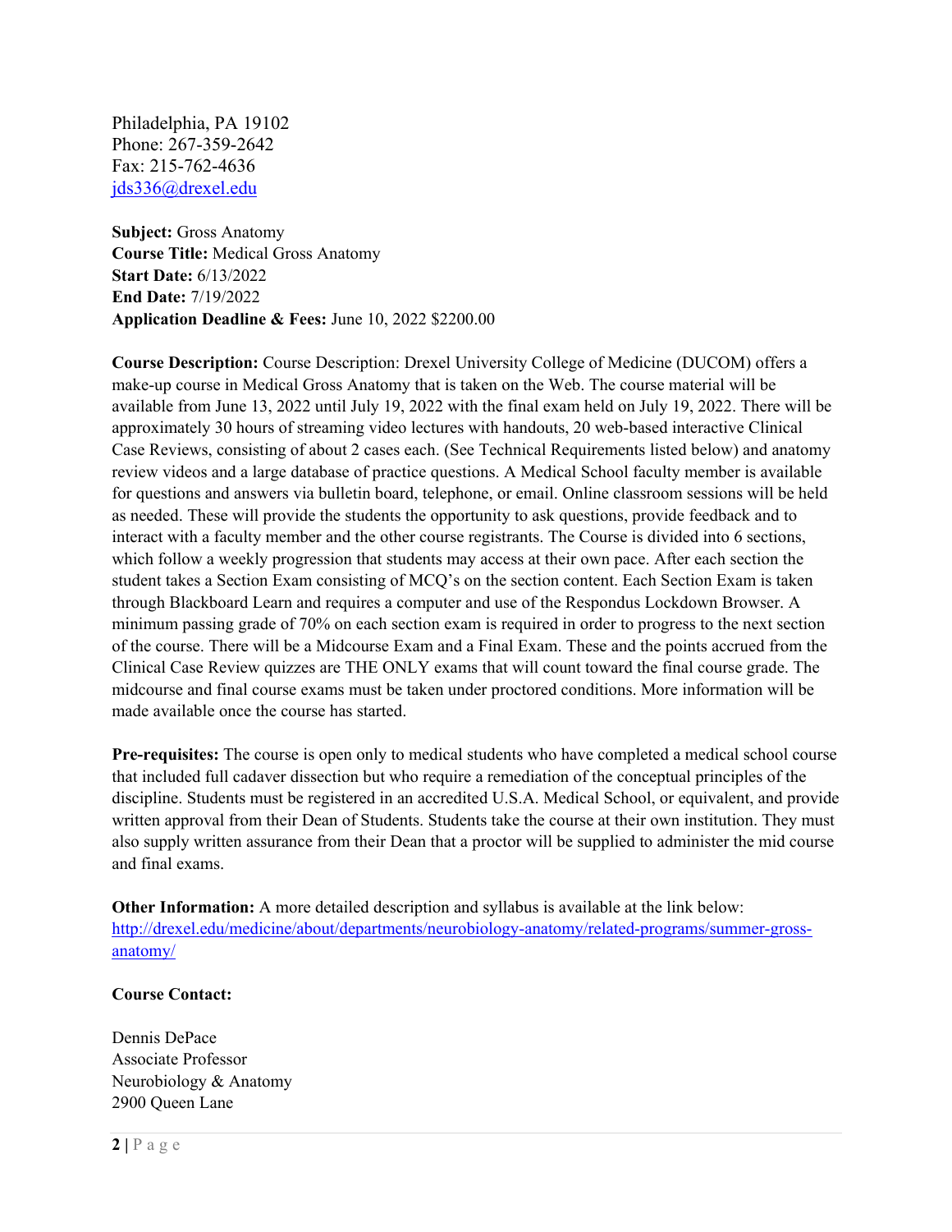Philadelphia, PA 19102
Phone: 267-359-2642
Fax: 215-762-4636
jds336@drexel.edu

**Subject:** Gross Anatomy
**Course Title:** Medical Gross Anatomy
**Start Date:** 6/13/2022
**End Date:** 7/19/2022
**Application Deadline & Fees:** June 10, 2022 $2200.00

**Course Description:** Course Description: Drexel University College of Medicine (DUCOM) offers a make-up course in Medical Gross Anatomy that is taken on the Web. The course material will be available from June 13, 2022 until July 19, 2022 with the final exam held on July 19, 2022. There will be approximately 30 hours of streaming video lectures with handouts, 20 web-based interactive Clinical Case Reviews, consisting of about 2 cases each. (See Technical Requirements listed below) and anatomy review videos and a large database of practice questions. A Medical School faculty member is available for questions and answers via bulletin board, telephone, or email. Online classroom sessions will be held as needed. These will provide the students the opportunity to ask questions, provide feedback and to interact with a faculty member and the other course registrants. The Course is divided into 6 sections, which follow a weekly progression that students may access at their own pace. After each section the student takes a Section Exam consisting of MCQ's on the section content. Each Section Exam is taken through Blackboard Learn and requires a computer and use of the Respondus Lockdown Browser. A minimum passing grade of 70% on each section exam is required in order to progress to the next section of the course. There will be a Midcourse Exam and a Final Exam. These and the points accrued from the Clinical Case Review quizzes are THE ONLY exams that will count toward the final course grade. The midcourse and final course exams must be taken under proctored conditions. More information will be made available once the course has started.

**Pre-requisites:** The course is open only to medical students who have completed a medical school course that included full cadaver dissection but who require a remediation of the conceptual principles of the discipline. Students must be registered in an accredited U.S.A. Medical School, or equivalent, and provide written approval from their Dean of Students. Students take the course at their own institution. They must also supply written assurance from their Dean that a proctor will be supplied to administer the mid course and final exams.

**Other Information:** A more detailed description and syllabus is available at the link below:
http://drexel.edu/medicine/about/departments/neurobiology-anatomy/related-programs/summer-gross-anatomy/

**Course Contact:**

Dennis DePace
Associate Professor
Neurobiology & Anatomy
2900 Queen Lane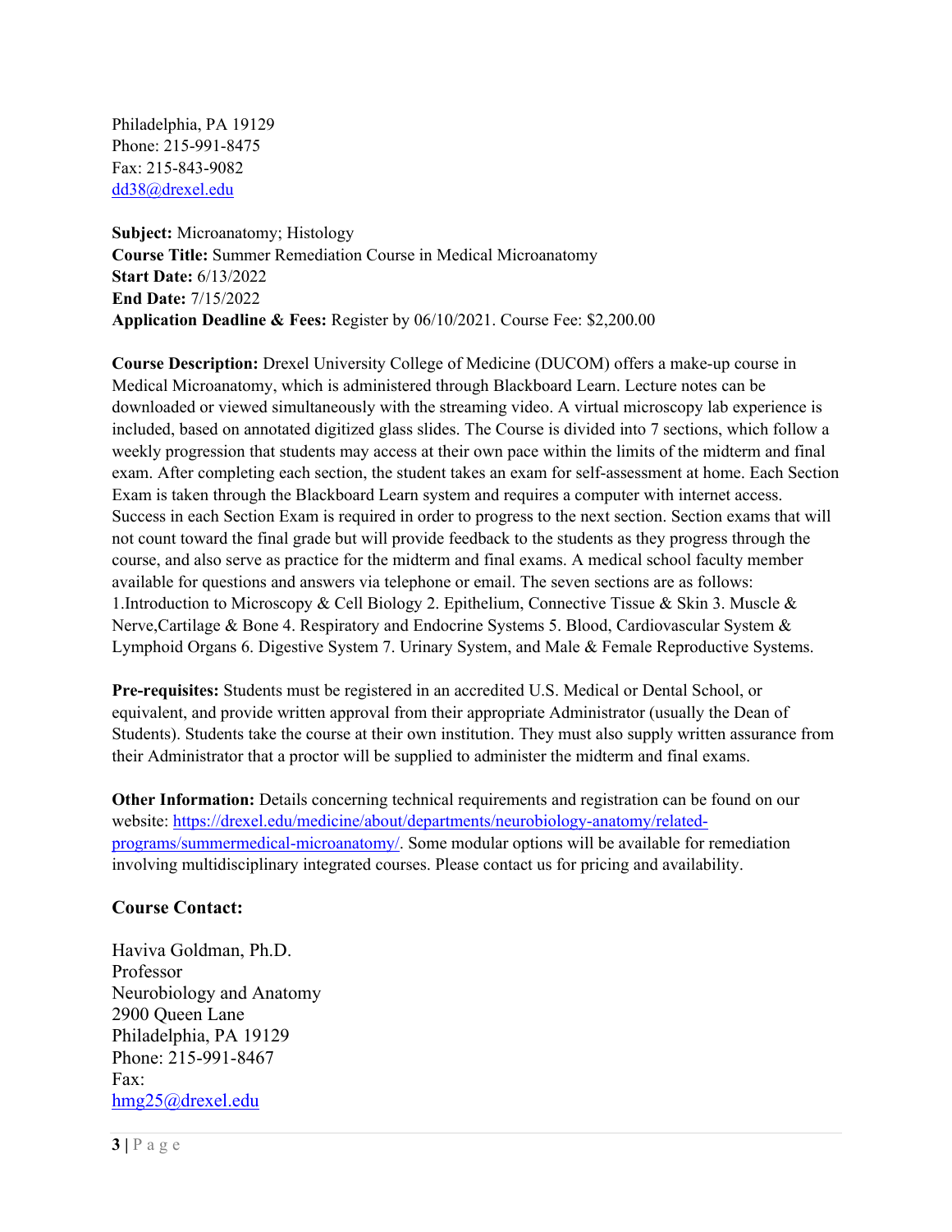Philadelphia, PA 19129
Phone: 215-991-8475
Fax: 215-843-9082
dd38@drexel.edu

**Subject:** Microanatomy; Histology
**Course Title:** Summer Remediation Course in Medical Microanatomy
**Start Date:** 6/13/2022
**End Date:** 7/15/2022
**Application Deadline & Fees:** Register by 06/10/2021. Course Fee: $2,200.00

**Course Description:** Drexel University College of Medicine (DUCOM) offers a make-up course in Medical Microanatomy, which is administered through Blackboard Learn. Lecture notes can be downloaded or viewed simultaneously with the streaming video. A virtual microscopy lab experience is included, based on annotated digitized glass slides. The Course is divided into 7 sections, which follow a weekly progression that students may access at their own pace within the limits of the midterm and final exam. After completing each section, the student takes an exam for self-assessment at home. Each Section Exam is taken through the Blackboard Learn system and requires a computer with internet access. Success in each Section Exam is required in order to progress to the next section. Section exams that will not count toward the final grade but will provide feedback to the students as they progress through the course, and also serve as practice for the midterm and final exams. A medical school faculty member available for questions and answers via telephone or email. The seven sections are as follows: 1.Introduction to Microscopy & Cell Biology 2. Epithelium, Connective Tissue & Skin 3. Muscle & Nerve,Cartilage & Bone 4. Respiratory and Endocrine Systems 5. Blood, Cardiovascular System & Lymphoid Organs 6. Digestive System 7. Urinary System, and Male & Female Reproductive Systems.

**Pre-requisites:** Students must be registered in an accredited U.S. Medical or Dental School, or equivalent, and provide written approval from their appropriate Administrator (usually the Dean of Students). Students take the course at their own institution. They must also supply written assurance from their Administrator that a proctor will be supplied to administer the midterm and final exams.

**Other Information:** Details concerning technical requirements and registration can be found on our website: https://drexel.edu/medicine/about/departments/neurobiology-anatomy/related-programs/summermedical-microanatomy/. Some modular options will be available for remediation involving multidisciplinary integrated courses. Please contact us for pricing and availability.

### Course Contact:

Haviva Goldman, Ph.D.
Professor
Neurobiology and Anatomy
2900 Queen Lane
Philadelphia, PA 19129
Phone: 215-991-8467
Fax:
hmg25@drexel.edu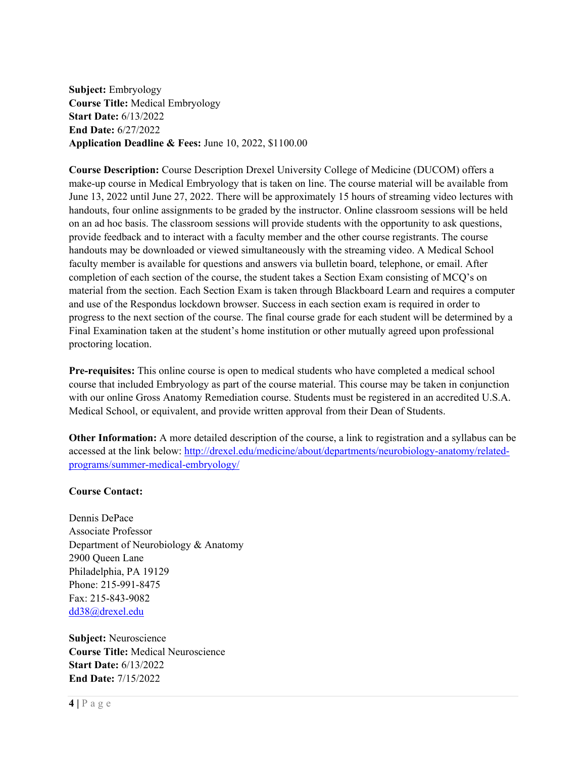**Subject:** Embryology
**Course Title:** Medical Embryology
**Start Date:** 6/13/2022
**End Date:** 6/27/2022
**Application Deadline & Fees:** June 10, 2022, $1100.00

**Course Description:** Course Description Drexel University College of Medicine (DUCOM) offers a make-up course in Medical Embryology that is taken on line. The course material will be available from June 13, 2022 until June 27, 2022. There will be approximately 15 hours of streaming video lectures with handouts, four online assignments to be graded by the instructor. Online classroom sessions will be held on an ad hoc basis. The classroom sessions will provide students with the opportunity to ask questions, provide feedback and to interact with a faculty member and the other course registrants. The course handouts may be downloaded or viewed simultaneously with the streaming video. A Medical School faculty member is available for questions and answers via bulletin board, telephone, or email. After completion of each section of the course, the student takes a Section Exam consisting of MCQ's on material from the section. Each Section Exam is taken through Blackboard Learn and requires a computer and use of the Respondus lockdown browser. Success in each section exam is required in order to progress to the next section of the course. The final course grade for each student will be determined by a Final Examination taken at the student's home institution or other mutually agreed upon professional proctoring location.

**Pre-requisites:** This online course is open to medical students who have completed a medical school course that included Embryology as part of the course material. This course may be taken in conjunction with our online Gross Anatomy Remediation course. Students must be registered in an accredited U.S.A. Medical School, or equivalent, and provide written approval from their Dean of Students.

**Other Information:** A more detailed description of the course, a link to registration and a syllabus can be accessed at the link below: [http://drexel.edu/medicine/about/departments/neurobiology-anatomy/related-programs/summer-medical-embryology/](http://drexel.edu/medicine/about/departments/neurobiology-anatomy/related-programs/summer-medical-embryology/)

**Course Contact:**

Dennis DePace
Associate Professor
Department of Neurobiology & Anatomy
2900 Queen Lane
Philadelphia, PA 19129
Phone: 215-991-8475
Fax: 215-843-9082
[dd38@drexel.edu](mailto:dd38@drexel.edu)

**Subject:** Neuroscience
**Course Title:** Medical Neuroscience
**Start Date:** 6/13/2022
**End Date:** 7/15/2022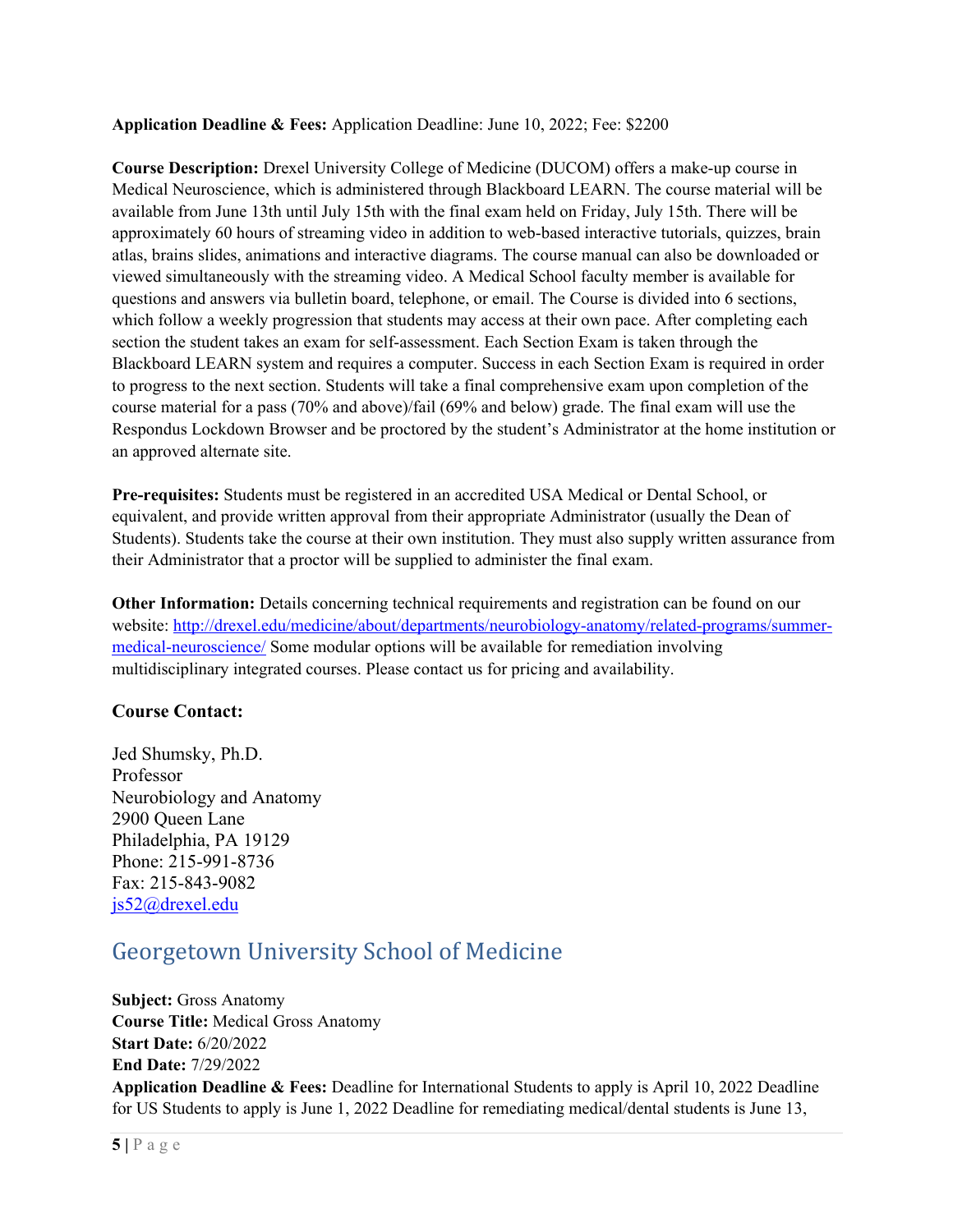**Application Deadline & Fees:** Application Deadline: June 10, 2022; Fee: $2200

**Course Description:** Drexel University College of Medicine (DUCOM) offers a make-up course in Medical Neuroscience, which is administered through Blackboard LEARN. The course material will be available from June 13th until July 15th with the final exam held on Friday, July 15th. There will be approximately 60 hours of streaming video in addition to web-based interactive tutorials, quizzes, brain atlas, brains slides, animations and interactive diagrams. The course manual can also be downloaded or viewed simultaneously with the streaming video. A Medical School faculty member is available for questions and answers via bulletin board, telephone, or email. The Course is divided into 6 sections, which follow a weekly progression that students may access at their own pace. After completing each section the student takes an exam for self-assessment. Each Section Exam is taken through the Blackboard LEARN system and requires a computer. Success in each Section Exam is required in order to progress to the next section. Students will take a final comprehensive exam upon completion of the course material for a pass (70% and above)/fail (69% and below) grade. The final exam will use the Respondus Lockdown Browser and be proctored by the student's Administrator at the home institution or an approved alternate site.

**Pre-requisites:** Students must be registered in an accredited USA Medical or Dental School, or equivalent, and provide written approval from their appropriate Administrator (usually the Dean of Students). Students take the course at their own institution. They must also supply written assurance from their Administrator that a proctor will be supplied to administer the final exam.

**Other Information:** Details concerning technical requirements and registration can be found on our website: [http://drexel.edu/medicine/about/departments/neurobiology-anatomy/related-programs/summer-medical-neuroscience/](http://drexel.edu/medicine/about/departments/neurobiology-anatomy/related-programs/summer-medical-neuroscience/) Some modular options will be available for remediation involving multidisciplinary integrated courses. Please contact us for pricing and availability.

### Course Contact:

Jed Shumsky, Ph.D.
Professor
Neurobiology and Anatomy
2900 Queen Lane
Philadelphia, PA 19129
Phone: 215-991-8736
Fax: 215-843-9082
[js52@drexel.edu](mailto:js52@drexel.edu)

## Georgetown University School of Medicine

**Subject:** Gross Anatomy
**Course Title:** Medical Gross Anatomy
**Start Date:** 6/20/2022
**End Date:** 7/29/2022
**Application Deadline & Fees:** Deadline for International Students to apply is April 10, 2022 Deadline for US Students to apply is June 1, 2022 Deadline for remediating medical/dental students is June 13,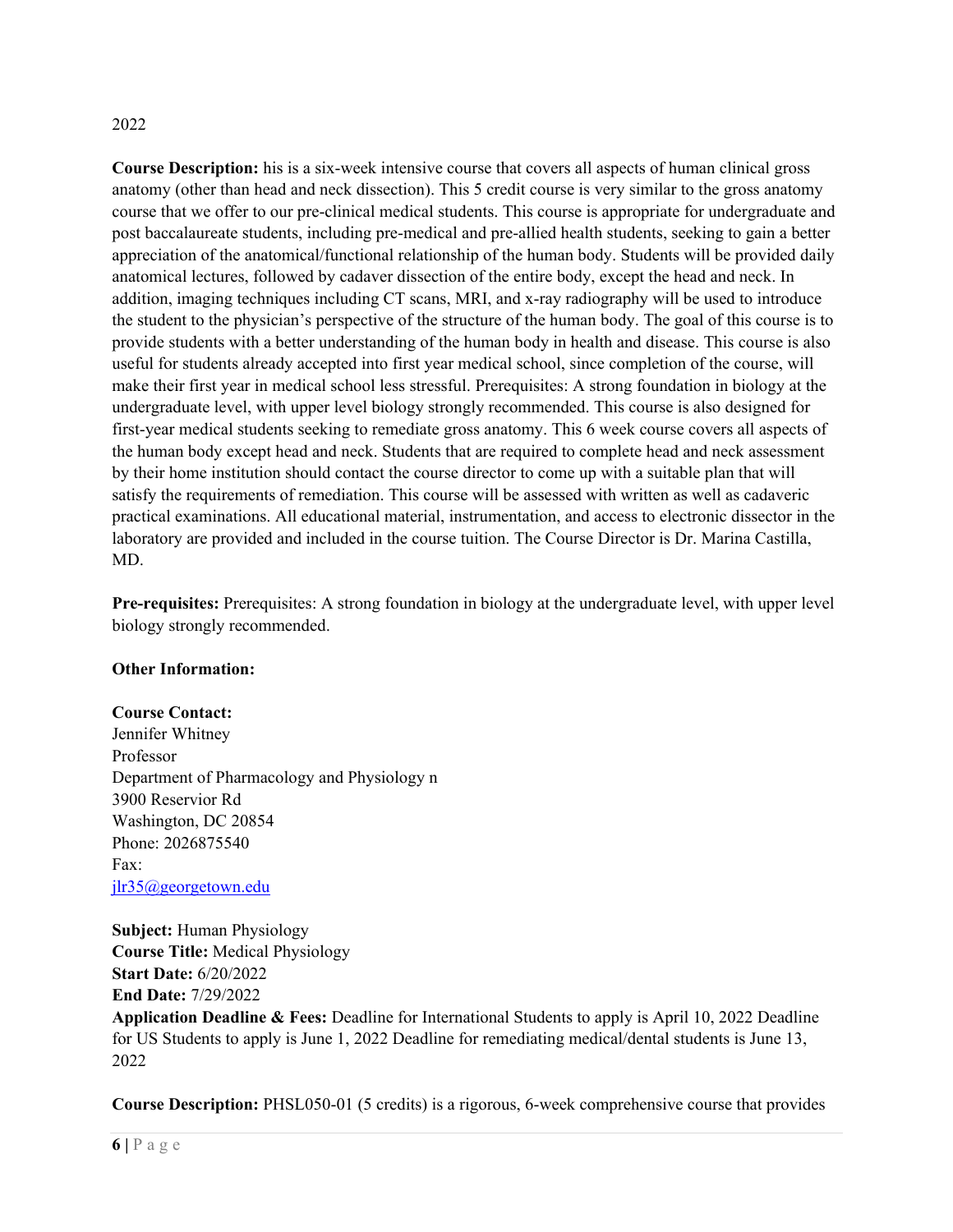2022

**Course Description:** his is a six-week intensive course that covers all aspects of human clinical gross anatomy (other than head and neck dissection). This 5 credit course is very similar to the gross anatomy course that we offer to our pre-clinical medical students. This course is appropriate for undergraduate and post baccalaureate students, including pre-medical and pre-allied health students, seeking to gain a better appreciation of the anatomical/functional relationship of the human body. Students will be provided daily anatomical lectures, followed by cadaver dissection of the entire body, except the head and neck. In addition, imaging techniques including CT scans, MRI, and x-ray radiography will be used to introduce the student to the physician's perspective of the structure of the human body. The goal of this course is to provide students with a better understanding of the human body in health and disease. This course is also useful for students already accepted into first year medical school, since completion of the course, will make their first year in medical school less stressful. Prerequisites: A strong foundation in biology at the undergraduate level, with upper level biology strongly recommended. This course is also designed for first-year medical students seeking to remediate gross anatomy. This 6 week course covers all aspects of the human body except head and neck. Students that are required to complete head and neck assessment by their home institution should contact the course director to come up with a suitable plan that will satisfy the requirements of remediation. This course will be assessed with written as well as cadaveric practical examinations. All educational material, instrumentation, and access to electronic dissector in the laboratory are provided and included in the course tuition. The Course Director is Dr. Marina Castilla, MD.

**Pre-requisites:** Prerequisites: A strong foundation in biology at the undergraduate level, with upper level biology strongly recommended.

**Other Information:**

**Course Contact:**
Jennifer Whitney
Professor
Department of Pharmacology and Physiology n
3900 Reservior Rd
Washington, DC 20854
Phone: 2026875540
Fax:
jlr35@georgetown.edu

**Subject:** Human Physiology
**Course Title:** Medical Physiology
**Start Date:** 6/20/2022
**End Date:** 7/29/2022
**Application Deadline & Fees:** Deadline for International Students to apply is April 10, 2022 Deadline for US Students to apply is June 1, 2022 Deadline for remediating medical/dental students is June 13, 2022

**Course Description:** PHSL050-01 (5 credits) is a rigorous, 6-week comprehensive course that provides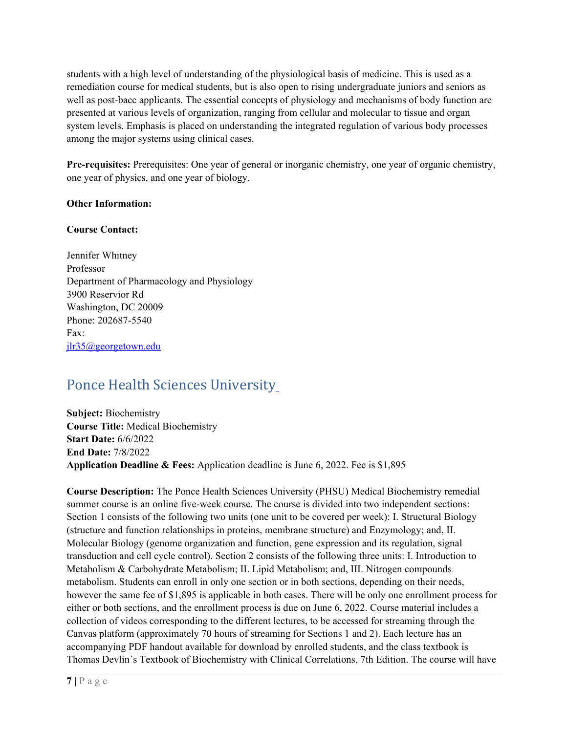students with a high level of understanding of the physiological basis of medicine. This is used as a remediation course for medical students, but is also open to rising undergraduate juniors and seniors as well as post-bacc applicants. The essential concepts of physiology and mechanisms of body function are presented at various levels of organization, ranging from cellular and molecular to tissue and organ system levels. Emphasis is placed on understanding the integrated regulation of various body processes among the major systems using clinical cases.

**Pre-requisites:** Prerequisites: One year of general or inorganic chemistry, one year of organic chemistry, one year of physics, and one year of biology.

**Other Information:**

**Course Contact:**

Jennifer Whitney
Professor
Department of Pharmacology and Physiology
3900 Reservior Rd
Washington, DC 20009
Phone: 202687-5540
Fax:
jlr35@georgetown.edu

## Ponce Health Sciences University

**Subject:** Biochemistry
**Course Title:** Medical Biochemistry
**Start Date:** 6/6/2022
**End Date:** 7/8/2022
**Application Deadline & Fees:** Application deadline is June 6, 2022. Fee is $1,895

**Course Description:** The Ponce Health Sciences University (PHSU) Medical Biochemistry remedial summer course is an online five-week course. The course is divided into two independent sections: Section 1 consists of the following two units (one unit to be covered per week): I. Structural Biology (structure and function relationships in proteins, membrane structure) and Enzymology; and, II. Molecular Biology (genome organization and function, gene expression and its regulation, signal transduction and cell cycle control). Section 2 consists of the following three units: I. Introduction to Metabolism & Carbohydrate Metabolism; II. Lipid Metabolism; and, III. Nitrogen compounds metabolism. Students can enroll in only one section or in both sections, depending on their needs, however the same fee of $1,895 is applicable in both cases. There will be only one enrollment process for either or both sections, and the enrollment process is due on June 6, 2022. Course material includes a collection of videos corresponding to the different lectures, to be accessed for streaming through the Canvas platform (approximately 70 hours of streaming for Sections 1 and 2). Each lecture has an accompanying PDF handout available for download by enrolled students, and the class textbook is Thomas Devlin´s Textbook of Biochemistry with Clinical Correlations, 7th Edition. The course will have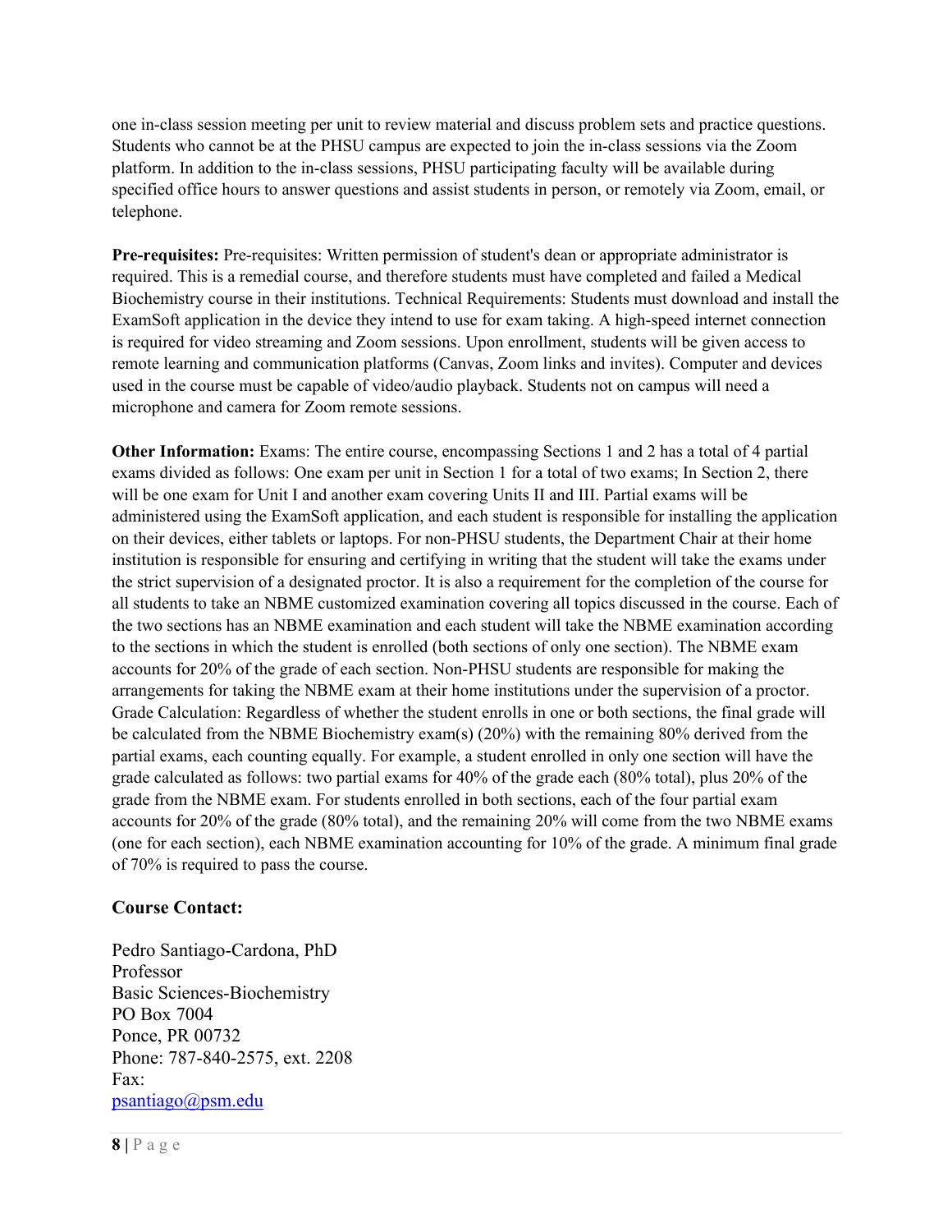one in-class session meeting per unit to review material and discuss problem sets and practice questions. Students who cannot be at the PHSU campus are expected to join the in-class sessions via the Zoom platform. In addition to the in-class sessions, PHSU participating faculty will be available during specified office hours to answer questions and assist students in person, or remotely via Zoom, email, or telephone.

**Pre-requisites:** Pre-requisites: Written permission of student's dean or appropriate administrator is required. This is a remedial course, and therefore students must have completed and failed a Medical Biochemistry course in their institutions. Technical Requirements: Students must download and install the ExamSoft application in the device they intend to use for exam taking. A high-speed internet connection is required for video streaming and Zoom sessions. Upon enrollment, students will be given access to remote learning and communication platforms (Canvas, Zoom links and invites). Computer and devices used in the course must be capable of video/audio playback. Students not on campus will need a microphone and camera for Zoom remote sessions.

**Other Information:** Exams: The entire course, encompassing Sections 1 and 2 has a total of 4 partial exams divided as follows: One exam per unit in Section 1 for a total of two exams; In Section 2, there will be one exam for Unit I and another exam covering Units II and III. Partial exams will be administered using the ExamSoft application, and each student is responsible for installing the application on their devices, either tablets or laptops. For non-PHSU students, the Department Chair at their home institution is responsible for ensuring and certifying in writing that the student will take the exams under the strict supervision of a designated proctor. It is also a requirement for the completion of the course for all students to take an NBME customized examination covering all topics discussed in the course. Each of the two sections has an NBME examination and each student will take the NBME examination according to the sections in which the student is enrolled (both sections of only one section). The NBME exam accounts for 20% of the grade of each section. Non-PHSU students are responsible for making the arrangements for taking the NBME exam at their home institutions under the supervision of a proctor. Grade Calculation: Regardless of whether the student enrolls in one or both sections, the final grade will be calculated from the NBME Biochemistry exam(s) (20%) with the remaining 80% derived from the partial exams, each counting equally. For example, a student enrolled in only one section will have the grade calculated as follows: two partial exams for 40% of the grade each (80% total), plus 20% of the grade from the NBME exam. For students enrolled in both sections, each of the four partial exam accounts for 20% of the grade (80% total), and the remaining 20% will come from the two NBME exams (one for each section), each NBME examination accounting for 10% of the grade. A minimum final grade of 70% is required to pass the course.

### Course Contact:

Pedro Santiago-Cardona, PhD
Professor
Basic Sciences-Biochemistry
PO Box 7004
Ponce, PR 00732
Phone: 787-840-2575, ext. 2208
Fax:
psantiago@psm.edu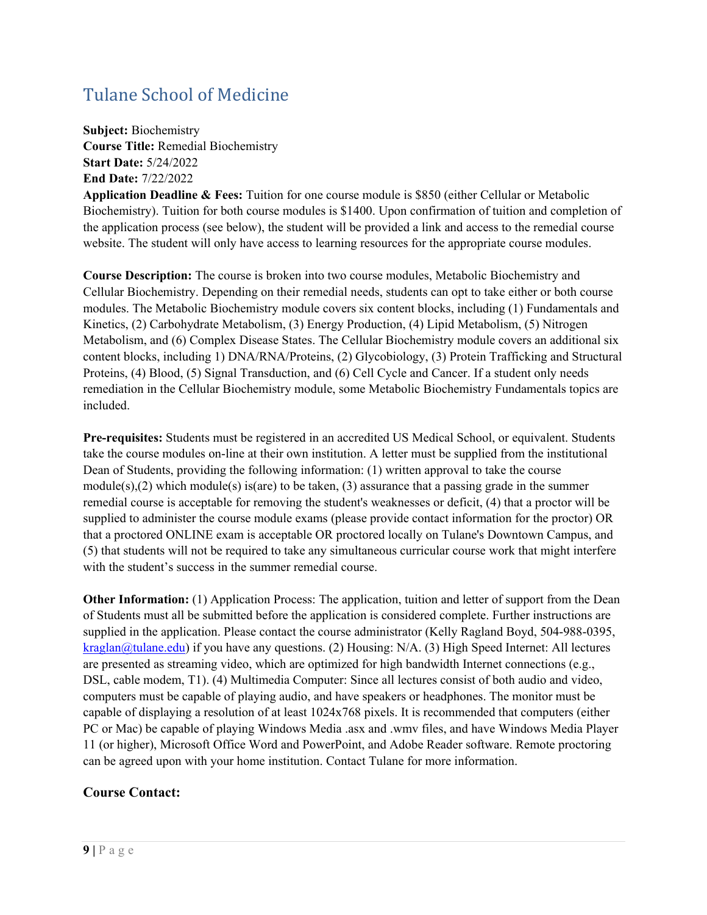## Tulane School of Medicine

**Subject:** Biochemistry
**Course Title:** Remedial Biochemistry
**Start Date:** 5/24/2022
**End Date:** 7/22/2022
**Application Deadline & Fees:** Tuition for one course module is $850 (either Cellular or Metabolic Biochemistry). Tuition for both course modules is $1400. Upon confirmation of tuition and completion of the application process (see below), the student will be provided a link and access to the remedial course website. The student will only have access to learning resources for the appropriate course modules.

**Course Description:** The course is broken into two course modules, Metabolic Biochemistry and Cellular Biochemistry. Depending on their remedial needs, students can opt to take either or both course modules. The Metabolic Biochemistry module covers six content blocks, including (1) Fundamentals and Kinetics, (2) Carbohydrate Metabolism, (3) Energy Production, (4) Lipid Metabolism, (5) Nitrogen Metabolism, and (6) Complex Disease States. The Cellular Biochemistry module covers an additional six content blocks, including 1) DNA/RNA/Proteins, (2) Glycobiology, (3) Protein Trafficking and Structural Proteins, (4) Blood, (5) Signal Transduction, and (6) Cell Cycle and Cancer. If a student only needs remediation in the Cellular Biochemistry module, some Metabolic Biochemistry Fundamentals topics are included.

**Pre-requisites:** Students must be registered in an accredited US Medical School, or equivalent. Students take the course modules on-line at their own institution. A letter must be supplied from the institutional Dean of Students, providing the following information: (1) written approval to take the course module(s),(2) which module(s) is(are) to be taken, (3) assurance that a passing grade in the summer remedial course is acceptable for removing the student's weaknesses or deficit, (4) that a proctor will be supplied to administer the course module exams (please provide contact information for the proctor) OR that a proctored ONLINE exam is acceptable OR proctored locally on Tulane's Downtown Campus, and (5) that students will not be required to take any simultaneous curricular course work that might interfere with the student's success in the summer remedial course.

**Other Information:** (1) Application Process: The application, tuition and letter of support from the Dean of Students must all be submitted before the application is considered complete. Further instructions are supplied in the application. Please contact the course administrator (Kelly Ragland Boyd, 504-988-0395, kraglan@tulane.edu) if you have any questions. (2) Housing: N/A. (3) High Speed Internet: All lectures are presented as streaming video, which are optimized for high bandwidth Internet connections (e.g., DSL, cable modem, T1). (4) Multimedia Computer: Since all lectures consist of both audio and video, computers must be capable of playing audio, and have speakers or headphones. The monitor must be capable of displaying a resolution of at least 1024x768 pixels. It is recommended that computers (either PC or Mac) be capable of playing Windows Media .asx and .wmv files, and have Windows Media Player 11 (or higher), Microsoft Office Word and PowerPoint, and Adobe Reader software. Remote proctoring can be agreed upon with your home institution. Contact Tulane for more information.

### Course Contact: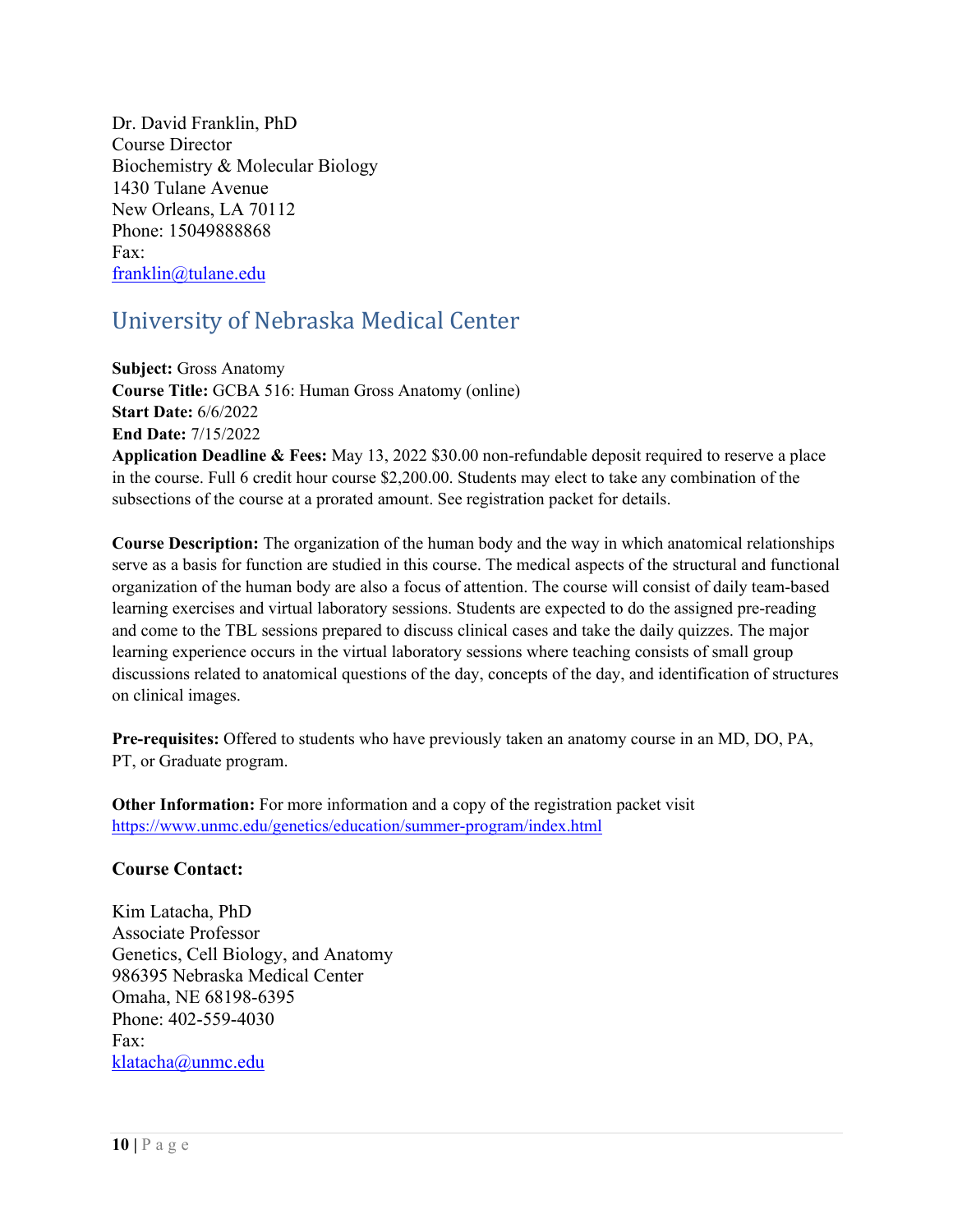Dr. David Franklin, PhD
Course Director
Biochemistry & Molecular Biology
1430 Tulane Avenue
New Orleans, LA 70112
Phone: 15049888868
Fax:
franklin@tulane.edu

## University of Nebraska Medical Center

**Subject:** Gross Anatomy
**Course Title:** GCBA 516: Human Gross Anatomy (online)
**Start Date:** 6/6/2022
**End Date:** 7/15/2022
**Application Deadline & Fees:** May 13, 2022 $30.00 non-refundable deposit required to reserve a place in the course. Full 6 credit hour course $2,200.00. Students may elect to take any combination of the subsections of the course at a prorated amount. See registration packet for details.

**Course Description:** The organization of the human body and the way in which anatomical relationships serve as a basis for function are studied in this course. The medical aspects of the structural and functional organization of the human body are also a focus of attention. The course will consist of daily team-based learning exercises and virtual laboratory sessions. Students are expected to do the assigned pre-reading and come to the TBL sessions prepared to discuss clinical cases and take the daily quizzes. The major learning experience occurs in the virtual laboratory sessions where teaching consists of small group discussions related to anatomical questions of the day, concepts of the day, and identification of structures on clinical images.

**Pre-requisites:** Offered to students who have previously taken an anatomy course in an MD, DO, PA, PT, or Graduate program.

**Other Information:** For more information and a copy of the registration packet visit https://www.unmc.edu/genetics/education/summer-program/index.html

**Course Contact:**

Kim Latacha, PhD
Associate Professor
Genetics, Cell Biology, and Anatomy
986395 Nebraska Medical Center
Omaha, NE 68198-6395
Phone: 402-559-4030
Fax:
klatacha@unmc.edu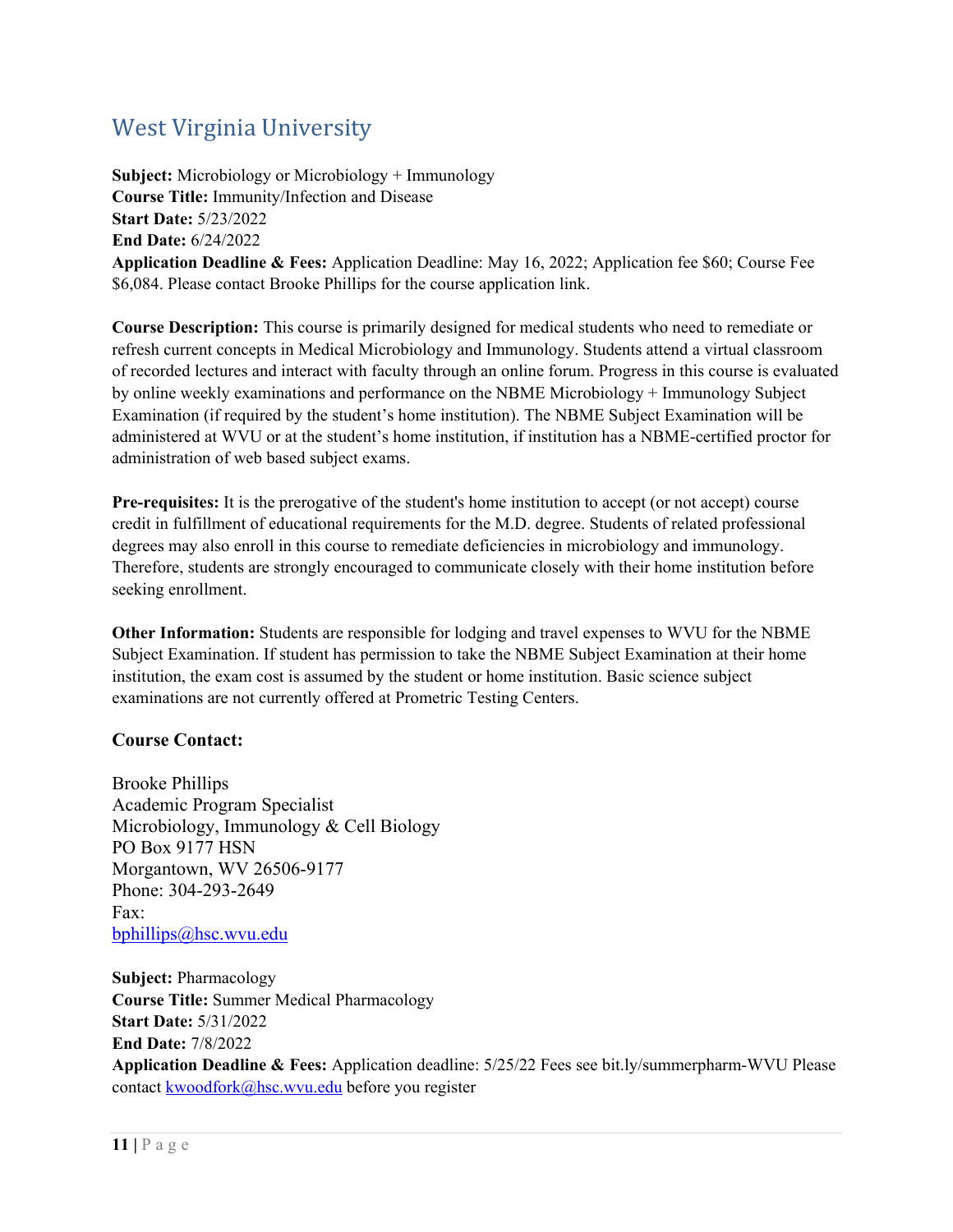## West Virginia University

**Subject:** Microbiology or Microbiology + Immunology
**Course Title:** Immunity/Infection and Disease
**Start Date:** 5/23/2022
**End Date:** 6/24/2022
**Application Deadline & Fees:** Application Deadline: May 16, 2022; Application fee $60; Course Fee $6,084. Please contact Brooke Phillips for the course application link.

**Course Description:** This course is primarily designed for medical students who need to remediate or refresh current concepts in Medical Microbiology and Immunology. Students attend a virtual classroom of recorded lectures and interact with faculty through an online forum. Progress in this course is evaluated by online weekly examinations and performance on the NBME Microbiology + Immunology Subject Examination (if required by the student's home institution). The NBME Subject Examination will be administered at WVU or at the student's home institution, if institution has a NBME-certified proctor for administration of web based subject exams.

**Pre-requisites:** It is the prerogative of the student's home institution to accept (or not accept) course credit in fulfillment of educational requirements for the M.D. degree. Students of related professional degrees may also enroll in this course to remediate deficiencies in microbiology and immunology. Therefore, students are strongly encouraged to communicate closely with their home institution before seeking enrollment.

**Other Information:** Students are responsible for lodging and travel expenses to WVU for the NBME Subject Examination. If student has permission to take the NBME Subject Examination at their home institution, the exam cost is assumed by the student or home institution. Basic science subject examinations are not currently offered at Prometric Testing Centers.

### Course Contact:

Brooke Phillips
Academic Program Specialist
Microbiology, Immunology & Cell Biology
PO Box 9177 HSN
Morgantown, WV 26506-9177
Phone: 304-293-2649
Fax:
bphillips@hsc.wvu.edu

**Subject:** Pharmacology
**Course Title:** Summer Medical Pharmacology
**Start Date:** 5/31/2022
**End Date:** 7/8/2022
**Application Deadline & Fees:** Application deadline: 5/25/22 Fees see bit.ly/summerpharm-WVU Please contact kwoodfork@hsc.wvu.edu before you register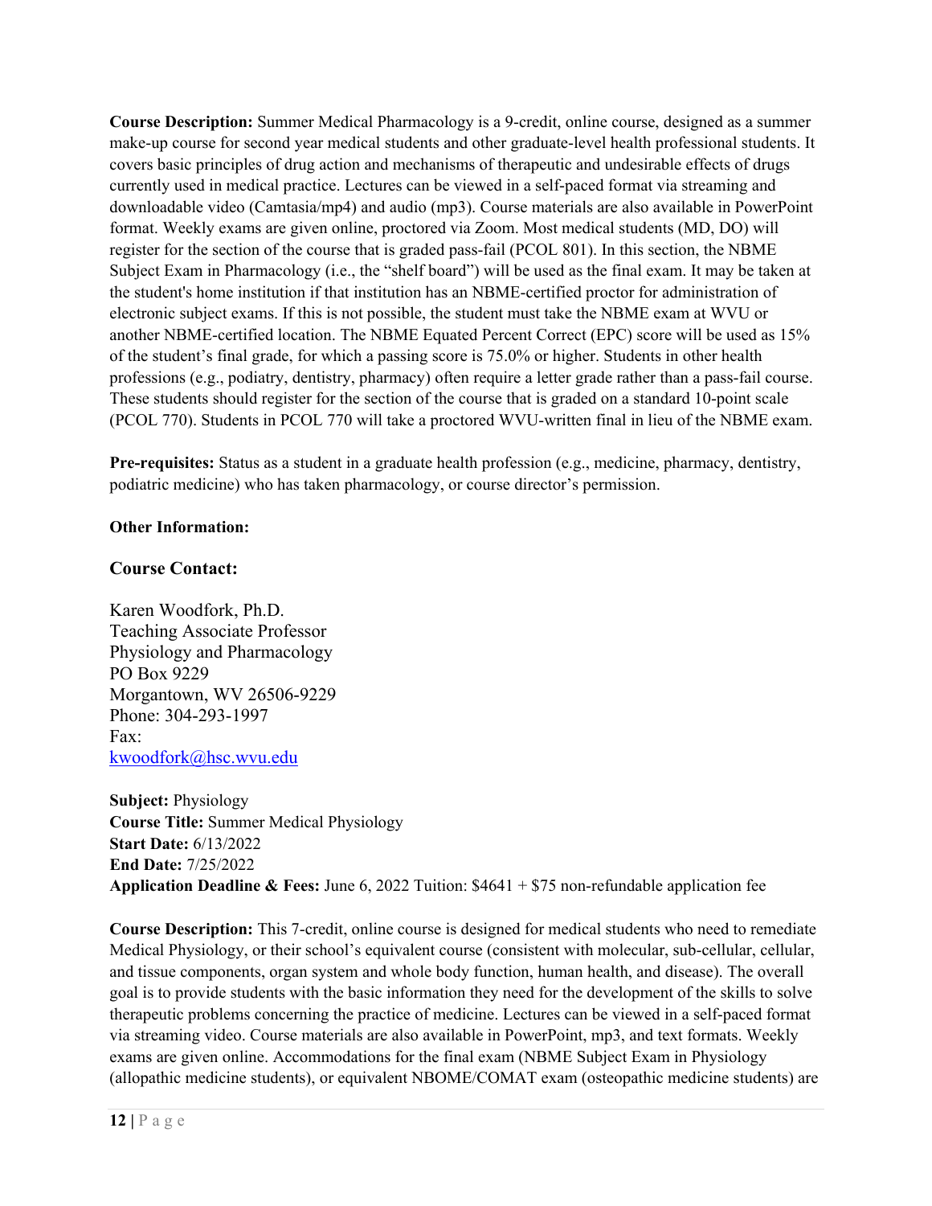**Course Description:** Summer Medical Pharmacology is a 9-credit, online course, designed as a summer make-up course for second year medical students and other graduate-level health professional students. It covers basic principles of drug action and mechanisms of therapeutic and undesirable effects of drugs currently used in medical practice. Lectures can be viewed in a self-paced format via streaming and downloadable video (Camtasia/mp4) and audio (mp3). Course materials are also available in PowerPoint format. Weekly exams are given online, proctored via Zoom. Most medical students (MD, DO) will register for the section of the course that is graded pass-fail (PCOL 801). In this section, the NBME Subject Exam in Pharmacology (i.e., the "shelf board") will be used as the final exam. It may be taken at the student's home institution if that institution has an NBME-certified proctor for administration of electronic subject exams. If this is not possible, the student must take the NBME exam at WVU or another NBME-certified location. The NBME Equated Percent Correct (EPC) score will be used as 15% of the student's final grade, for which a passing score is 75.0% or higher. Students in other health professions (e.g., podiatry, dentistry, pharmacy) often require a letter grade rather than a pass-fail course. These students should register for the section of the course that is graded on a standard 10-point scale (PCOL 770). Students in PCOL 770 will take a proctored WVU-written final in lieu of the NBME exam.

**Pre-requisites:** Status as a student in a graduate health profession (e.g., medicine, pharmacy, dentistry, podiatric medicine) who has taken pharmacology, or course director's permission.

**Other Information:**

### Course Contact:

Karen Woodfork, Ph.D.
Teaching Associate Professor
Physiology and Pharmacology
PO Box 9229
Morgantown, WV 26506-9229
Phone: 304-293-1997
Fax:
kwoodfork@hsc.wvu.edu

**Subject:** Physiology
**Course Title:** Summer Medical Physiology
**Start Date:** 6/13/2022
**End Date:** 7/25/2022
**Application Deadline & Fees:** June 6, 2022 Tuition: $4641 + $75 non-refundable application fee

**Course Description:** This 7-credit, online course is designed for medical students who need to remediate Medical Physiology, or their school's equivalent course (consistent with molecular, sub-cellular, cellular, and tissue components, organ system and whole body function, human health, and disease). The overall goal is to provide students with the basic information they need for the development of the skills to solve therapeutic problems concerning the practice of medicine. Lectures can be viewed in a self-paced format via streaming video. Course materials are also available in PowerPoint, mp3, and text formats. Weekly exams are given online. Accommodations for the final exam (NBME Subject Exam in Physiology (allopathic medicine students), or equivalent NBOME/COMAT exam (osteopathic medicine students) are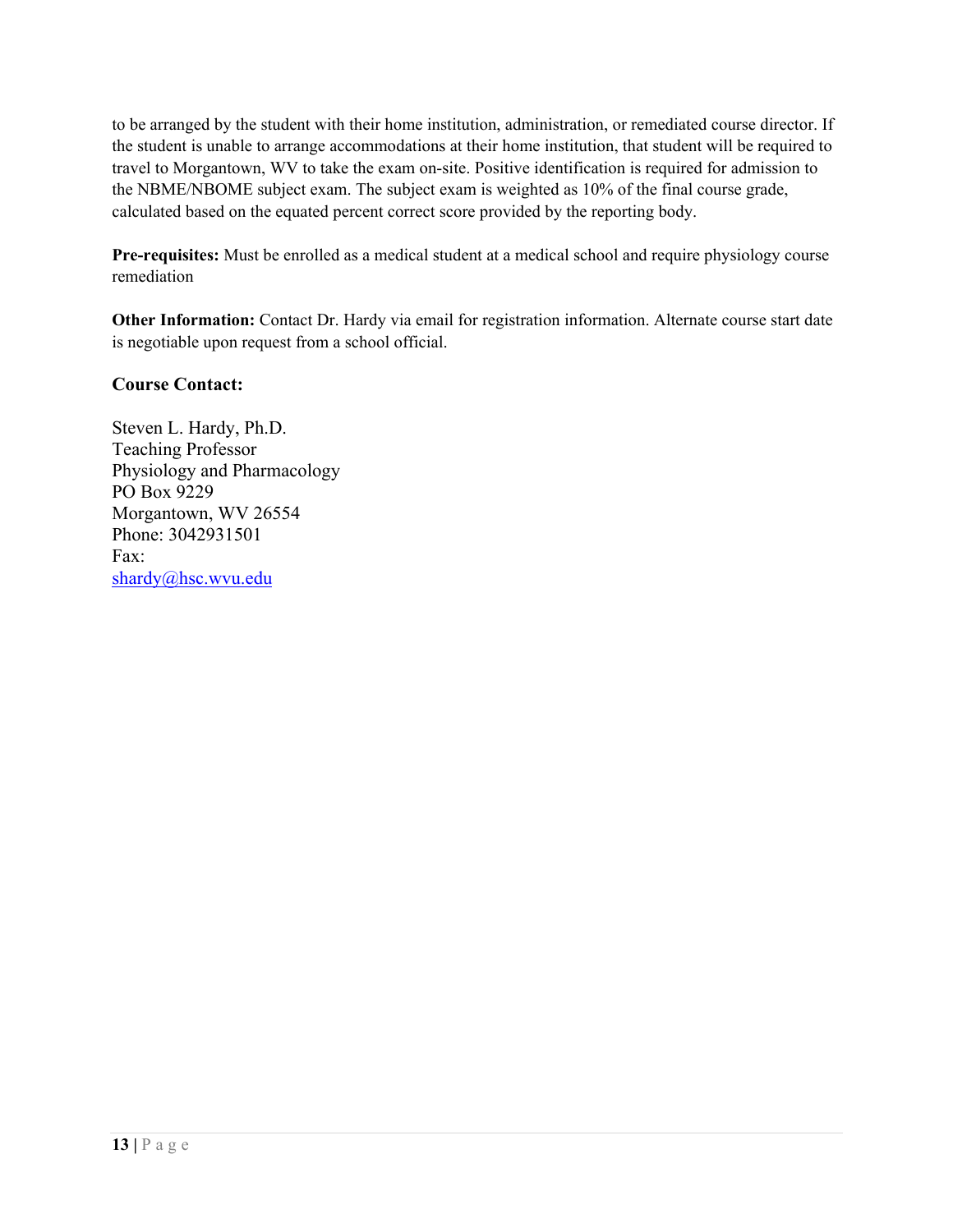to be arranged by the student with their home institution, administration, or remediated course director. If the student is unable to arrange accommodations at their home institution, that student will be required to travel to Morgantown, WV to take the exam on-site. Positive identification is required for admission to the NBME/NBOME subject exam. The subject exam is weighted as 10% of the final course grade, calculated based on the equated percent correct score provided by the reporting body.

**Pre-requisites:** Must be enrolled as a medical student at a medical school and require physiology course remediation

**Other Information:** Contact Dr. Hardy via email for registration information. Alternate course start date is negotiable upon request from a school official.

### Course Contact:

Steven L. Hardy, Ph.D.
Teaching Professor
Physiology and Pharmacology
PO Box 9229
Morgantown, WV 26554
Phone: 3042931501
Fax:
shardy@hsc.wvu.edu